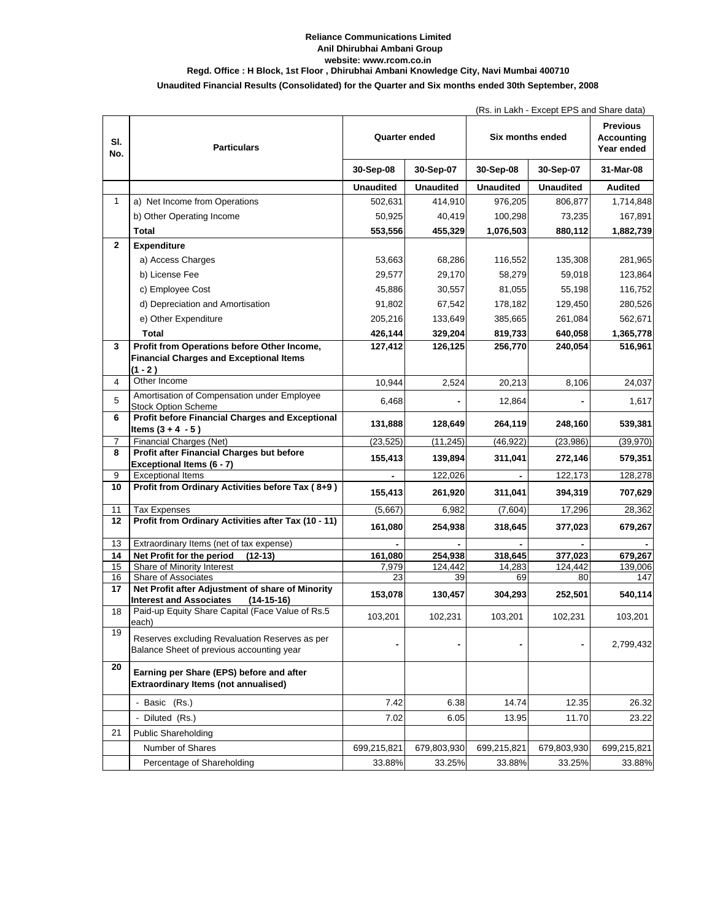**Reliance Communications Limited**
**Anil Dhirubhai Ambani Group**
**website: www.rcom.co.in**
**Regd. Office : H Block, 1st Floor , Dhirubhai Ambani Knowledge City, Navi Mumbai 400710**

**Unaudited Financial Results (Consolidated) for the Quarter and Six months ended 30th September, 2008**

(Rs. in Lakh - Except EPS and Share data)

| Sl. No. | Particulars | Quarter ended | | Six months ended | | Previous Accounting Year ended |
|---|---|---|---|---|---|---|
| | | 30-Sep-08 | 30-Sep-07 | 30-Sep-08 | 30-Sep-07 | 31-Mar-08 |
| | | **Unaudited** | **Unaudited** | **Unaudited** | **Unaudited** | **Audited** |
| 1 | a) Net Income from Operations | 502,631 | 414,910 | 976,205 | 806,877 | 1,714,848 |
| | b) Other Operating Income | 50,925 | 40,419 | 100,298 | 73,235 | 167,891 |
| | **Total** | **553,556** | **455,329** | **1,076,503** | **880,112** | **1,882,739** |
| **2** | **Expenditure** | | | | | |
| | a) Access Charges | 53,663 | 68,286 | 116,552 | 135,308 | 281,965 |
| | b) License Fee | 29,577 | 29,170 | 58,279 | 59,018 | 123,864 |
| | c) Employee Cost | 45,886 | 30,557 | 81,055 | 55,198 | 116,752 |
| | d) Depreciation and Amortisation | 91,802 | 67,542 | 178,182 | 129,450 | 280,526 |
| | e) Other Expenditure | 205,216 | 133,649 | 385,665 | 261,084 | 562,671 |
| | **Total** | **426,144** | **329,204** | **819,733** | **640,058** | **1,365,778** |
| **3** | **Profit from Operations before Other Income, Financial Charges and Exceptional Items (1 - 2 )** | **127,412** | **126,125** | **256,770** | **240,054** | **516,961** |
| 4 | Other Income | 10,944 | 2,524 | 20,213 | 8,106 | 24,037 |
| 5 | Amortisation of Compensation under Employee Stock Option Scheme | 6,468 | - | 12,864 | - | 1,617 |
| **6** | **Profit before Financial Charges and Exceptional Items (3 + 4 - 5 )** | **131,888** | **128,649** | **264,119** | **248,160** | **539,381** |
| 7 | Financial Charges (Net) | (23,525) | (11,245) | (46,922) | (23,986) | (39,970) |
| **8** | **Profit after Financial Charges but before Exceptional Items (6 - 7)** | **155,413** | **139,894** | **311,041** | **272,146** | **579,351** |
| 9 | Exceptional Items | - | 122,026 | - | 122,173 | 128,278 |
| **10** | **Profit from Ordinary Activities before Tax ( 8+9 )** | **155,413** | **261,920** | **311,041** | **394,319** | **707,629** |
| 11 | Tax Expenses | (5,667) | 6,982 | (7,604) | 17,296 | 28,362 |
| **12** | **Profit from Ordinary Activities after Tax (10 - 11)** | **161,080** | **254,938** | **318,645** | **377,023** | **679,267** |
| 13 | Extraordinary Items (net of tax expense) | - | - | - | - | - |
| **14** | **Net Profit for the period (12-13)** | **161,080** | **254,938** | **318,645** | **377,023** | **679,267** |
| 15 | Share of Minority Interest | 7,979 | 124,442 | 14,283 | 124,442 | 139,006 |
| 16 | Share of Associates | 23 | 39 | 69 | 80 | 147 |
| **17** | **Net Profit after Adjustment of share of Minority Interest and Associates (14-15-16)** | **153,078** | **130,457** | **304,293** | **252,501** | **540,114** |
| 18 | Paid-up Equity Share Capital (Face Value of Rs.5 each) | 103,201 | 102,231 | 103,201 | 102,231 | 103,201 |
| 19 | Reserves excluding Revaluation Reserves as per Balance Sheet of previous accounting year | - | - | - | - | 2,799,432 |
| **20** | **Earning per Share (EPS) before and after Extraordinary Items (not annualised)** | | | | | |
| | - Basic (Rs.) | 7.42 | 6.38 | 14.74 | 12.35 | 26.32 |
| | - Diluted (Rs.) | 7.02 | 6.05 | 13.95 | 11.70 | 23.22 |
| 21 | Public Shareholding | | | | | |
| | Number of Shares | 699,215,821 | 679,803,930 | 699,215,821 | 679,803,930 | 699,215,821 |
| | Percentage of Shareholding | 33.88% | 33.25% | 33.88% | 33.25% | 33.88% |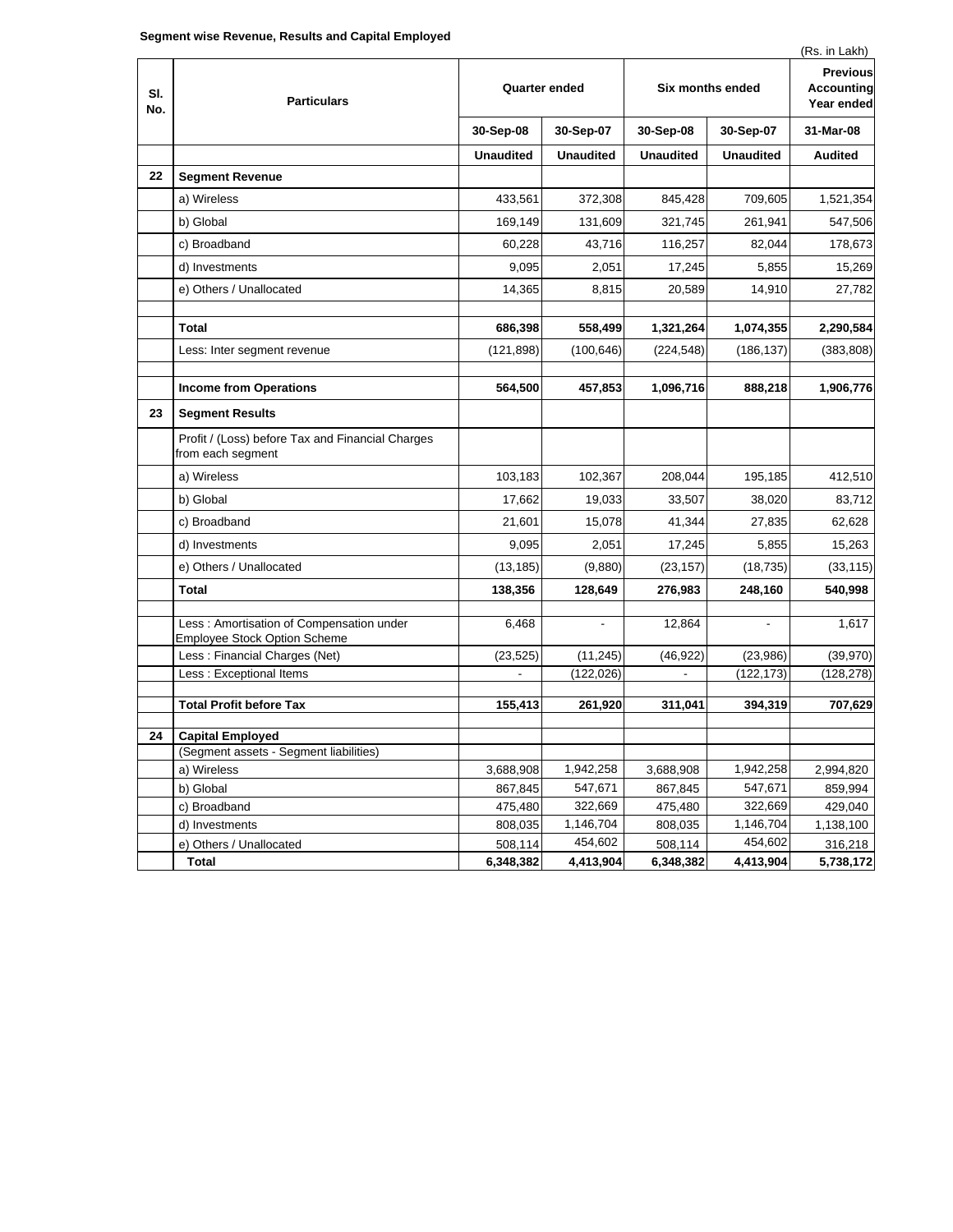**Segment wise Revenue, Results and Capital Employed**

(Rs. in Lakh)

| Sl. No. | Particulars | Quarter ended | | Six months ended | | Previous Accounting Year ended |
|---|---|---|---|---|---|---|
| | | 30-Sep-08 | 30-Sep-07 | 30-Sep-08 | 30-Sep-07 | 31-Mar-08 |
| | | Unaudited | Unaudited | Unaudited | Unaudited | Audited |
| 22 | **Segment Revenue** | | | | | |
| | a) Wireless | 433,561 | 372,308 | 845,428 | 709,605 | 1,521,354 |
| | b) Global | 169,149 | 131,609 | 321,745 | 261,941 | 547,506 |
| | c) Broadband | 60,228 | 43,716 | 116,257 | 82,044 | 178,673 |
| | d) Investments | 9,095 | 2,051 | 17,245 | 5,855 | 15,269 |
| | e) Others / Unallocated | 14,365 | 8,815 | 20,589 | 14,910 | 27,782 |
| | **Total** | **686,398** | **558,499** | **1,321,264** | **1,074,355** | **2,290,584** |
| | Less: Inter segment revenue | (121,898) | (100,646) | (224,548) | (186,137) | (383,808) |
| | **Income from Operations** | **564,500** | **457,853** | **1,096,716** | **888,218** | **1,906,776** |
| 23 | **Segment Results** | | | | | |
| | Profit / (Loss) before Tax and Financial Charges from each segment | | | | | |
| | a) Wireless | 103,183 | 102,367 | 208,044 | 195,185 | 412,510 |
| | b) Global | 17,662 | 19,033 | 33,507 | 38,020 | 83,712 |
| | c) Broadband | 21,601 | 15,078 | 41,344 | 27,835 | 62,628 |
| | d) Investments | 9,095 | 2,051 | 17,245 | 5,855 | 15,263 |
| | e) Others / Unallocated | (13,185) | (9,880) | (23,157) | (18,735) | (33,115) |
| | **Total** | **138,356** | **128,649** | **276,983** | **248,160** | **540,998** |
| | Less : Amortisation of Compensation under Employee Stock Option Scheme | 6,468 | - | 12,864 | - | 1,617 |
| | Less : Financial Charges (Net) | (23,525) | (11,245) | (46,922) | (23,986) | (39,970) |
| | Less : Exceptional Items | - | (122,026) | - | (122,173) | (128,278) |
| | **Total Profit before Tax** | **155,413** | **261,920** | **311,041** | **394,319** | **707,629** |
| 24 | **Capital Employed** | | | | | |
| | (Segment assets - Segment liabilities) | | | | | |
| | a) Wireless | 3,688,908 | 1,942,258 | 3,688,908 | 1,942,258 | 2,994,820 |
| | b) Global | 867,845 | 547,671 | 867,845 | 547,671 | 859,994 |
| | c) Broadband | 475,480 | 322,669 | 475,480 | 322,669 | 429,040 |
| | d) Investments | 808,035 | 1,146,704 | 808,035 | 1,146,704 | 1,138,100 |
| | e) Others / Unallocated | 508,114 | 454,602 | 508,114 | 454,602 | 316,218 |
| | **Total** | **6,348,382** | **4,413,904** | **6,348,382** | **4,413,904** | **5,738,172** |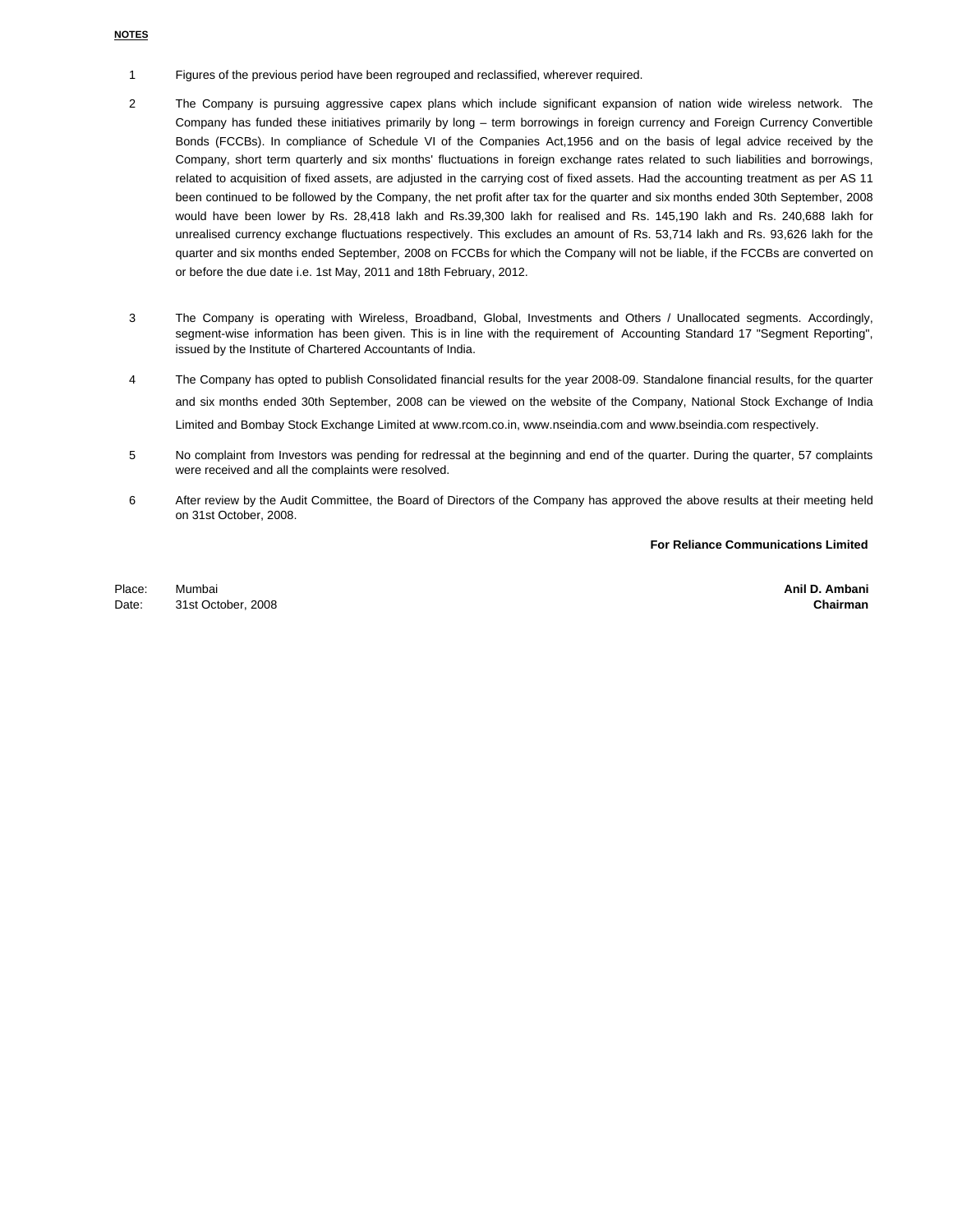**NOTES**

1. Figures of the previous period have been regrouped and reclassified, wherever required.

2. The Company is pursuing aggressive capex plans which include significant expansion of nation wide wireless network. The Company has funded these initiatives primarily by long – term borrowings in foreign currency and Foreign Currency Convertible Bonds (FCCBs). In compliance of Schedule VI of the Companies Act,1956 and on the basis of legal advice received by the Company, short term quarterly and six months' fluctuations in foreign exchange rates related to such liabilities and borrowings, related to acquisition of fixed assets, are adjusted in the carrying cost of fixed assets. Had the accounting treatment as per AS 11 been continued to be followed by the Company, the net profit after tax for the quarter and six months ended 30th September, 2008 would have been lower by Rs. 28,418 lakh and Rs.39,300 lakh for realised and Rs. 145,190 lakh and Rs. 240,688 lakh for unrealised currency exchange fluctuations respectively. This excludes an amount of Rs. 53,714 lakh and Rs. 93,626 lakh for the quarter and six months ended September, 2008 on FCCBs for which the Company will not be liable, if the FCCBs are converted on or before the due date i.e. 1st May, 2011 and 18th February, 2012.

3. The Company is operating with Wireless, Broadband, Global, Investments and Others / Unallocated segments. Accordingly, segment-wise information has been given. This is in line with the requirement of Accounting Standard 17 "Segment Reporting", issued by the Institute of Chartered Accountants of India.

4. The Company has opted to publish Consolidated financial results for the year 2008-09. Standalone financial results, for the quarter and six months ended 30th September, 2008 can be viewed on the website of the Company, National Stock Exchange of India Limited and Bombay Stock Exchange Limited at www.rcom.co.in, www.nseindia.com and www.bseindia.com respectively.

5. No complaint from Investors was pending for redressal at the beginning and end of the quarter. During the quarter, 57 complaints were received and all the complaints were resolved.

6. After review by the Audit Committee, the Board of Directors of the Company has approved the above results at their meeting held on 31st October, 2008.

**For Reliance Communications Limited**

Place: Mumbai
Date: 31st October, 2008

**Anil D. Ambani**
**Chairman**